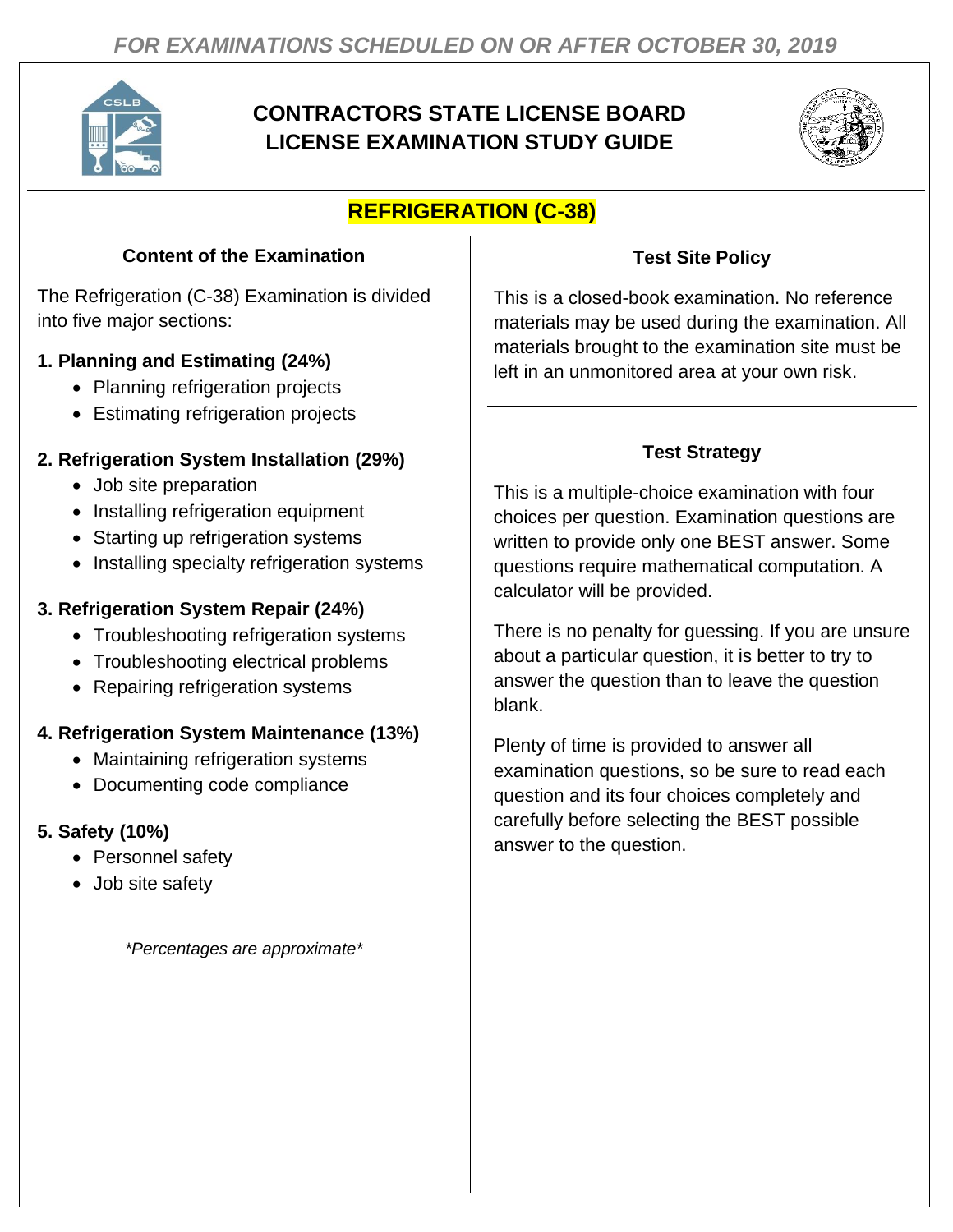*FOR EXAMINATIONS SCHEDULED ON OR AFTER OCTOBER 30, 2019*

# CONTRACTORS STATE LICENSE BOARD LICENSE EXAMINATION STUDY GUIDE

## REFRIGERATION (C-38)

### Content of the Examination

The Refrigeration (C-38) Examination is divided into five major sections:

**1. Planning and Estimating (24%)**
- Planning refrigeration projects
- Estimating refrigeration projects

**2. Refrigeration System Installation (29%)**
- Job site preparation
- Installing refrigeration equipment
- Starting up refrigeration systems
- Installing specialty refrigeration systems

**3. Refrigeration System Repair (24%)**
- Troubleshooting refrigeration systems
- Troubleshooting electrical problems
- Repairing refrigeration systems

**4. Refrigeration System Maintenance (13%)**
- Maintaining refrigeration systems
- Documenting code compliance

**5. Safety (10%)**
- Personnel safety
- Job site safety

*\*Percentages are approximate\**

### Test Site Policy

This is a closed-book examination. No reference materials may be used during the examination. All materials brought to the examination site must be left in an unmonitored area at your own risk.

### Test Strategy

This is a multiple-choice examination with four choices per question. Examination questions are written to provide only one BEST answer. Some questions require mathematical computation. A calculator will be provided.

There is no penalty for guessing. If you are unsure about a particular question, it is better to try to answer the question than to leave the question blank.

Plenty of time is provided to answer all examination questions, so be sure to read each question and its four choices completely and carefully before selecting the BEST possible answer to the question.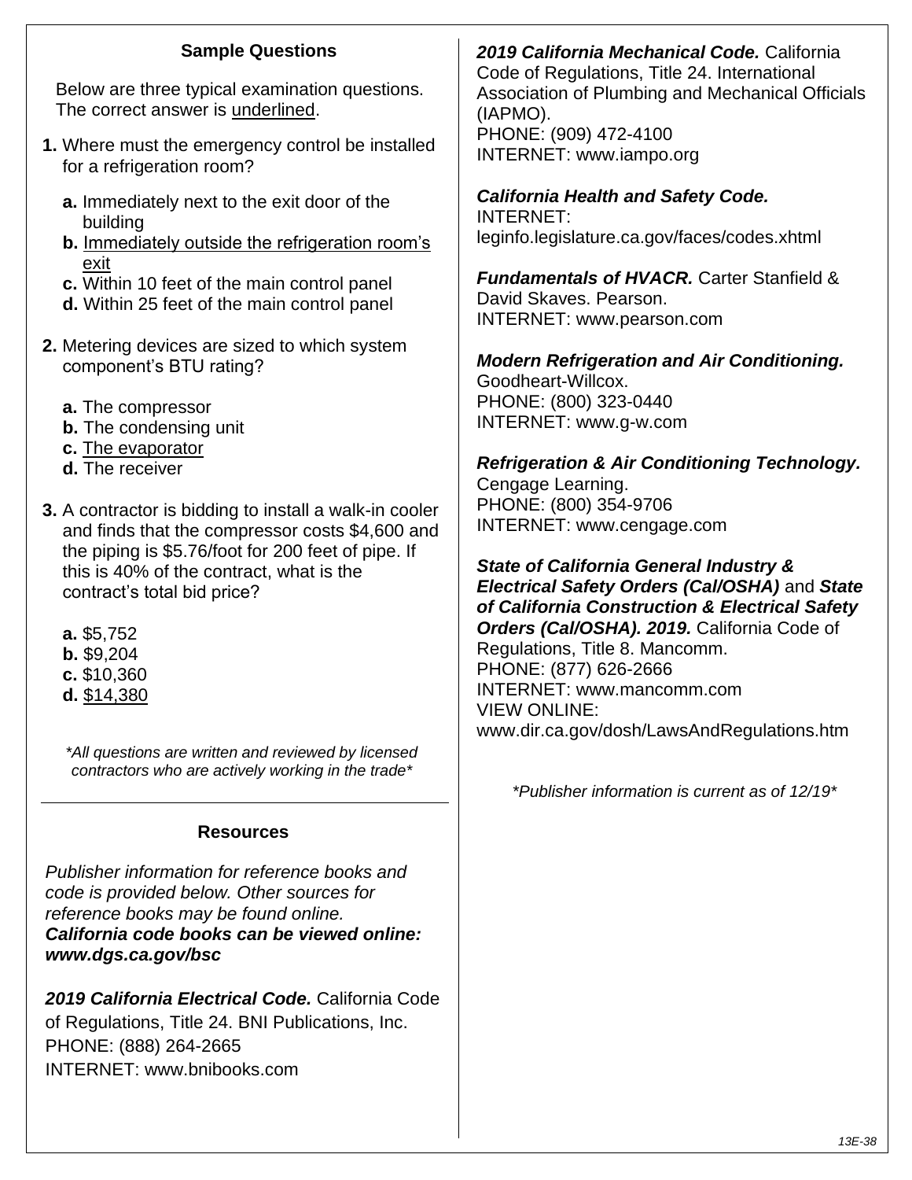## Sample Questions

Below are three typical examination questions. The correct answer is <u>underlined</u>.

**1.** Where must the emergency control be installed for a refrigeration room?

- **a.** Immediately next to the exit door of the building
- **b.** <u>Immediately outside the refrigeration room's exit</u>
- **c.** Within 10 feet of the main control panel
- **d.** Within 25 feet of the main control panel

**2.** Metering devices are sized to which system component's BTU rating?

- **a.** The compressor
- **b.** The condensing unit
- **c.** <u>The evaporator</u>
- **d.** The receiver

**3.** A contractor is bidding to install a walk-in cooler and finds that the compressor costs $4,600 and the piping is $5.76/foot for 200 feet of pipe. If this is 40% of the contract, what is the contract's total bid price?

- **a.** $5,752
- **b.** $9,204
- **c.** $10,360
- **d.** <u>$14,380</u>

*\*All questions are written and reviewed by licensed contractors who are actively working in the trade\**

## Resources

*Publisher information for reference books and code is provided below. Other sources for reference books may be found online.*
***California code books can be viewed online: www.dgs.ca.gov/bsc***

***2019 California Electrical Code.*** California Code of Regulations, Title 24. BNI Publications, Inc.
PHONE: (888) 264-2665
INTERNET: www.bnibooks.com

***2019 California Mechanical Code.*** California Code of Regulations, Title 24. International Association of Plumbing and Mechanical Officials (IAPMO).
PHONE: (909) 472-4100
INTERNET: www.iampo.org

***California Health and Safety Code.***
INTERNET: leginfo.legislature.ca.gov/faces/codes.xhtml

***Fundamentals of HVACR.*** Carter Stanfield & David Skaves. Pearson.
INTERNET: www.pearson.com

***Modern Refrigeration and Air Conditioning.***
Goodheart-Willcox.
PHONE: (800) 323-0440
INTERNET: www.g-w.com

***Refrigeration & Air Conditioning Technology.***
Cengage Learning.
PHONE: (800) 354-9706
INTERNET: www.cengage.com

***State of California General Industry & Electrical Safety Orders (Cal/OSHA)*** and ***State of California Construction & Electrical Safety Orders (Cal/OSHA). 2019.*** California Code of Regulations, Title 8. Mancomm.
PHONE: (877) 626-2666
INTERNET: www.mancomm.com
VIEW ONLINE:
www.dir.ca.gov/dosh/LawsAndRegulations.htm

*\*Publisher information is current as of 12/19\**

13E-38